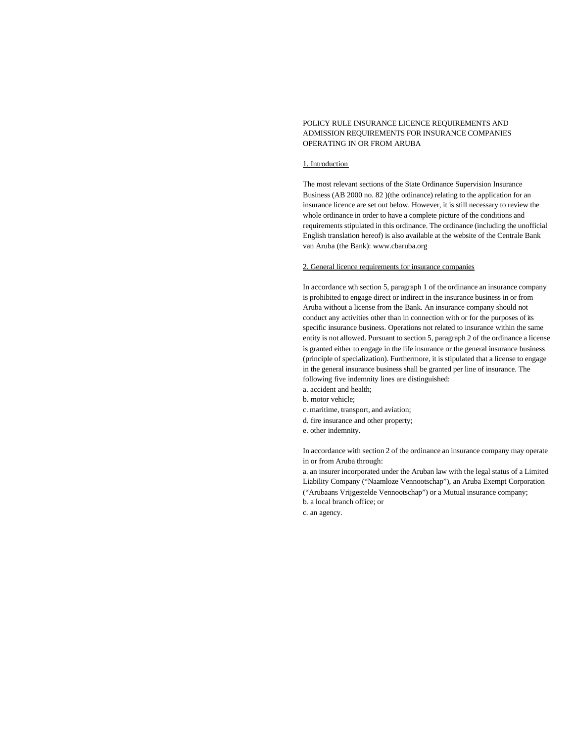# POLICY RULE INSURANCE LICENCE REQUIREMENTS AND ADMISSION REQUIREMENTS FOR INSURANCE COMPANIES OPERATING IN OR FROM ARUBA

## 1. Introduction

The most relevant sections of the State Ordinance Supervision Insurance Business (AB 2000 no. 82 )(the ordinance) relating to the application for an insurance licence are set out below. However, it is still necessary to review the whole ordinance in order to have a complete picture of the conditions and requirements stipulated in this ordinance. The ordinance (including the unofficial English translation hereof) is also available at the website of the Centrale Bank van Aruba (the Bank): www.cbaruba.org

## 2. General licence requirements for insurance companies

In accordance wth section 5, paragraph 1 of the ordinance an insurance company is prohibited to engage direct or indirect in the insurance business in or from Aruba without a license from the Bank. An insurance company should not conduct any activities other than in connection with or for the purposes of its specific insurance business. Operations not related to insurance within the same entity is not allowed. Pursuant to section 5, paragraph 2 of the ordinance a license is granted either to engage in the life insurance or the general insurance business (principle of specialization). Furthermore, it is stipulated that a license to engage in the general insurance business shall be granted per line of insurance. The following five indemnity lines are distinguished:

a. accident and health;
b. motor vehicle;
c. maritime, transport, and aviation;
d. fire insurance and other property;
e. other indemnity.

In accordance with section 2 of the ordinance an insurance company may operate in or from Aruba through:

a. an insurer incorporated under the Aruban law with the legal status of a Limited Liability Company ("Naamloze Vennootschap"), an Aruba Exempt Corporation ("Arubaans Vrijgestelde Vennootschap") or a Mutual insurance company;
b. a local branch office; or
c. an agency.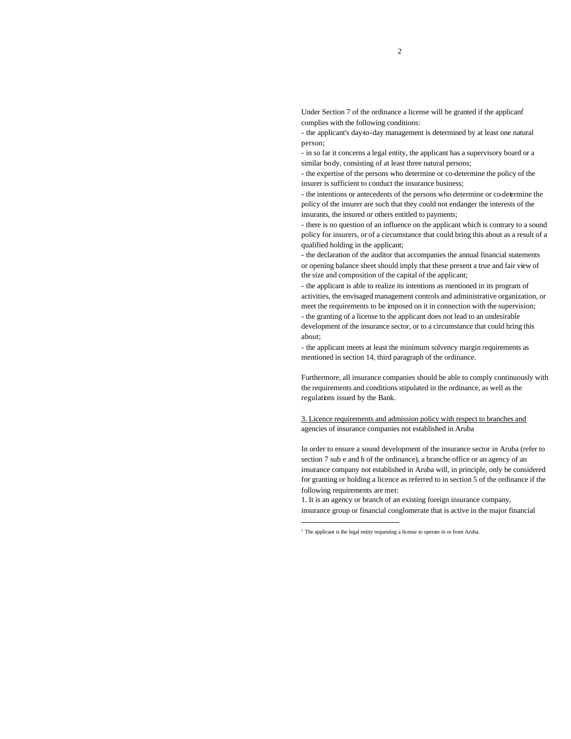Under Section 7 of the ordinance a license will be granted if the applicant[1] complies with the following conditions:

- the applicant's day-to-day management is determined by at least one natural person;
- in so far it concerns a legal entity, the applicant has a supervisory board or a similar body, consisting of at least three natural persons;
- the expertise of the persons who determine or co-determine the policy of the insurer is sufficient to conduct the insurance business;
- the intentions or antecedents of the persons who determine or co-determine the policy of the insurer are such that they could not endanger the interests of the insurants, the insured or others entitled to payments;
- there is no question of an influence on the applicant which is contrary to a sound policy for insurers, or of a circumstance that could bring this about as a result of a qualified holding in the applicant;
- the declaration of the auditor that accompanies the annual financial statements or opening balance sheet should imply that these present a true and fair view of the size and composition of the capital of the applicant;
- the applicant is able to realize its intentions as mentioned in its program of activities, the envisaged management controls and administrative organization, or meet the requirements to be imposed on it in connection with the supervision;
- the granting of a license to the applicant does not lead to an undesirable development of the insurance sector, or to a circumstance that could bring this about;
- the applicant meets at least the minimum solvency margin requirements as mentioned in section 14, third paragraph of the ordinance.

Furthermore, all insurance companies should be able to comply continuously with the requirements and conditions stipulated in the ordinance, as well as the regulations issued by the Bank.

## 3. Licence requirements and admission policy with respect to branches and agencies of insurance companies not established in Aruba

In order to ensure a sound development of the insurance sector in Aruba (refer to section 7 sub e and h of the ordinance), a branche office or an agency of an insurance company not established in Aruba will, in principle, only be considered for granting or holding a licence as referred to in section 5 of the ordinance if the following requirements are met:

1. It is an agency or branch of an existing foreign insurance company, insurance group or financial conglomerate that is active in the major financial

[1] The applicant is the legal entity requesting a license to operate in or from Aruba.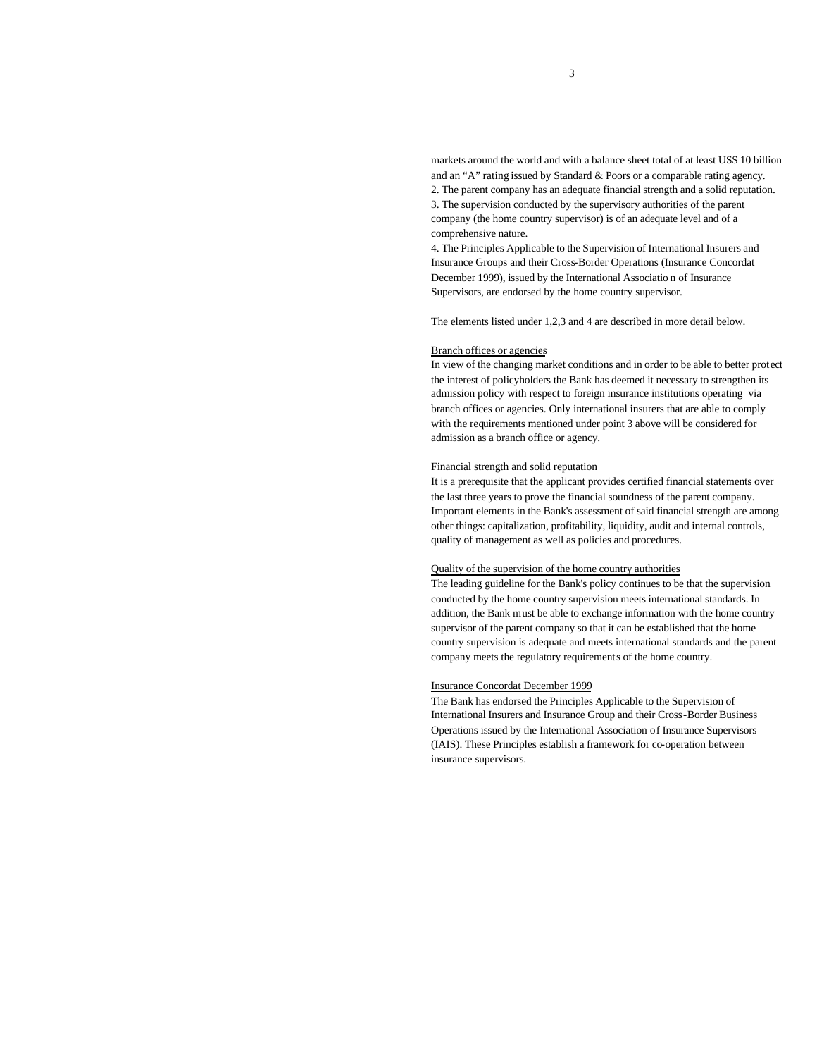markets around the world and with a balance sheet total of at least US$ 10 billion and an "A" rating issued by Standard & Poors or a comparable rating agency.

2. The parent company has an adequate financial strength and a solid reputation.

3. The supervision conducted by the supervisory authorities of the parent company (the home country supervisor) is of an adequate level and of a comprehensive nature.

4. The Principles Applicable to the Supervision of International Insurers and Insurance Groups and their Cross-Border Operations (Insurance Concordat December 1999), issued by the International Association of Insurance Supervisors, are endorsed by the home country supervisor.

The elements listed under 1,2,3 and 4 are described in more detail below.

<u>Branch offices or agencies</u>

In view of the changing market conditions and in order to be able to better protect the interest of policyholders the Bank has deemed it necessary to strengthen its admission policy with respect to foreign insurance institutions operating via branch offices or agencies. Only international insurers that are able to comply with the requirements mentioned under point 3 above will be considered for admission as a branch office or agency.

Financial strength and solid reputation

It is a prerequisite that the applicant provides certified financial statements over the last three years to prove the financial soundness of the parent company. Important elements in the Bank's assessment of said financial strength are among other things: capitalization, profitability, liquidity, audit and internal controls, quality of management as well as policies and procedures.

<u>Quality of the supervision of the home country authorities</u>

The leading guideline for the Bank's policy continues to be that the supervision conducted by the home country supervision meets international standards. In addition, the Bank must be able to exchange information with the home country supervisor of the parent company so that it can be established that the home country supervision is adequate and meets international standards and the parent company meets the regulatory requirements of the home country.

<u>Insurance Concordat December 1999</u>

The Bank has endorsed the Principles Applicable to the Supervision of International Insurers and Insurance Group and their Cross-Border Business Operations issued by the International Association of Insurance Supervisors (IAIS). These Principles establish a framework for co-operation between insurance supervisors.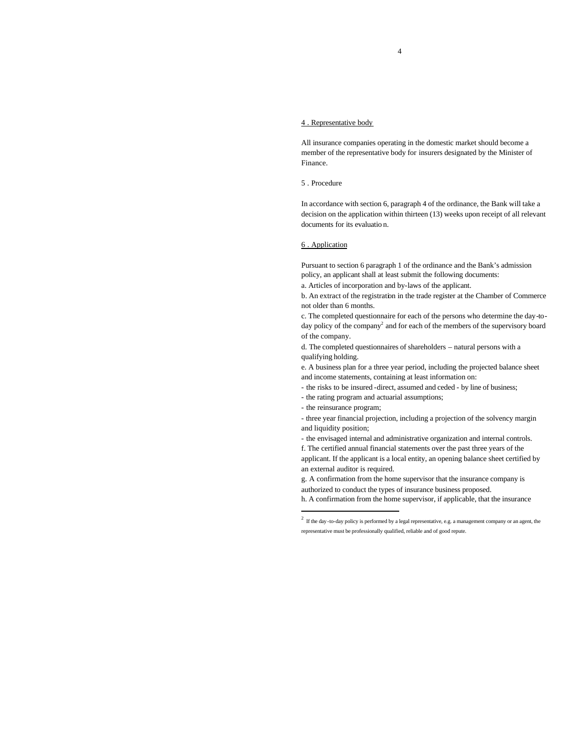## 4 . Representative body

All insurance companies operating in the domestic market should become a member of the representative body for insurers designated by the Minister of Finance.

## 5 . Procedure

In accordance with section 6, paragraph 4 of the ordinance, the Bank will take a decision on the application within thirteen (13) weeks upon receipt of all relevant documents for its evaluation.

## 6 . Application

Pursuant to section 6 paragraph 1 of the ordinance and the Bank's admission policy, an applicant shall at least submit the following documents:

a. Articles of incorporation and by-laws of the applicant.

b. An extract of the registration in the trade register at the Chamber of Commerce not older than 6 months.

c. The completed questionnaire for each of the persons who determine the day-to-day policy of the company[2] and for each of the members of the supervisory board of the company.

d. The completed questionnaires of shareholders – natural persons with a qualifying holding.

e. A business plan for a three year period, including the projected balance sheet and income statements, containing at least information on:

- the risks to be insured -direct, assumed and ceded - by line of business;
- the rating program and actuarial assumptions;
- the reinsurance program;
- three year financial projection, including a projection of the solvency margin and liquidity position;
- the envisaged internal and administrative organization and internal controls.

f. The certified annual financial statements over the past three years of the applicant. If the applicant is a local entity, an opening balance sheet certified by an external auditor is required.

g. A confirmation from the home supervisor that the insurance company is authorized to conduct the types of insurance business proposed.

h. A confirmation from the home supervisor, if applicable, that the insurance

---

[2] If the day-to-day policy is performed by a legal representative, e.g. a management company or an agent, the representative must be professionally qualified, reliable and of good repute.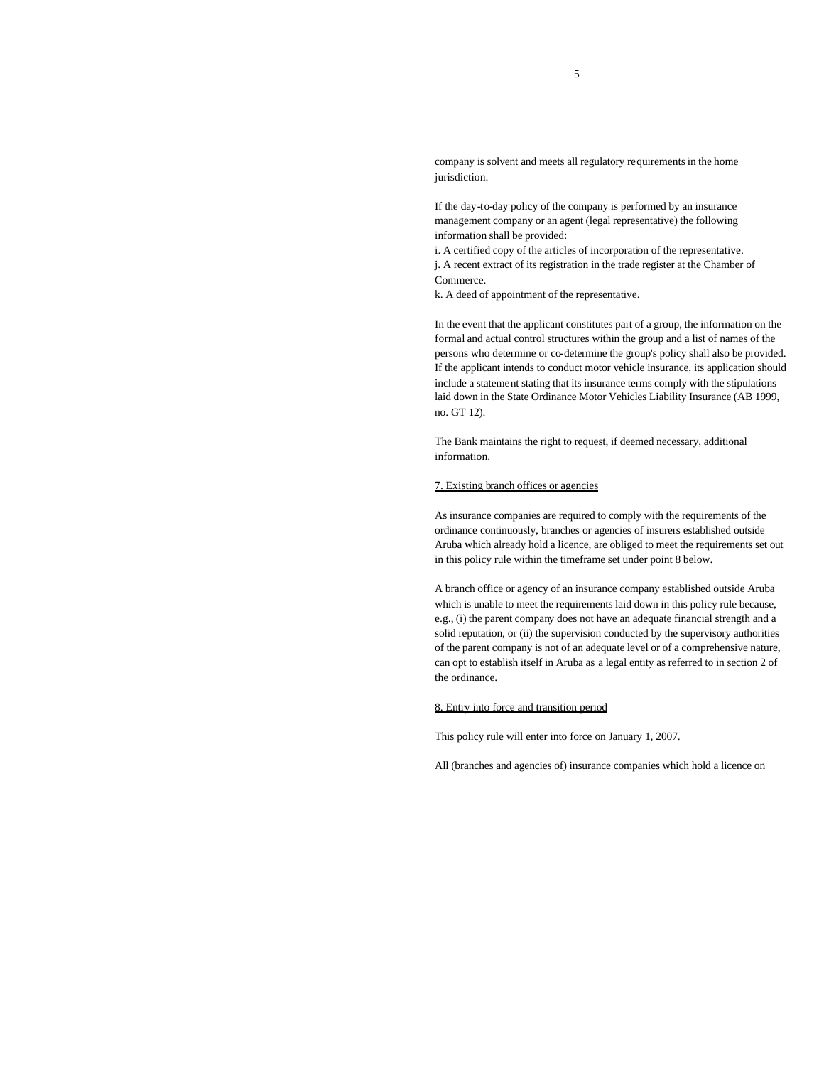company is solvent and meets all regulatory requirements in the home jurisdiction.

If the day-to-day policy of the company is performed by an insurance management company or an agent (legal representative) the following information shall be provided:

i. A certified copy of the articles of incorporation of the representative.
j. A recent extract of its registration in the trade register at the Chamber of Commerce.
k. A deed of appointment of the representative.

In the event that the applicant constitutes part of a group, the information on the formal and actual control structures within the group and a list of names of the persons who determine or co-determine the group's policy shall also be provided. If the applicant intends to conduct motor vehicle insurance, its application should include a statement stating that its insurance terms comply with the stipulations laid down in the State Ordinance Motor Vehicles Liability Insurance (AB 1999, no. GT 12).

The Bank maintains the right to request, if deemed necessary, additional information.

## 7. Existing branch offices or agencies

As insurance companies are required to comply with the requirements of the ordinance continuously, branches or agencies of insurers established outside Aruba which already hold a licence, are obliged to meet the requirements set out in this policy rule within the timeframe set under point 8 below.

A branch office or agency of an insurance company established outside Aruba which is unable to meet the requirements laid down in this policy rule because, e.g., (i) the parent company does not have an adequate financial strength and a solid reputation, or (ii) the supervision conducted by the supervisory authorities of the parent company is not of an adequate level or of a comprehensive nature, can opt to establish itself in Aruba as a legal entity as referred to in section 2 of the ordinance.

## 8. Entry into force and transition period

This policy rule will enter into force on January 1, 2007.

All (branches and agencies of) insurance companies which hold a licence on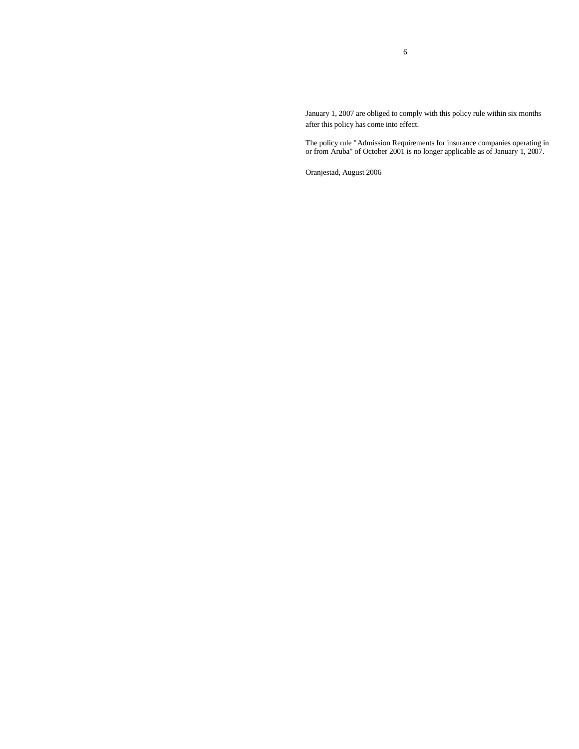January 1, 2007 are obliged to comply with this policy rule within six months after this policy has come into effect.

The policy rule "Admission Requirements for insurance companies operating in or from Aruba" of October 2001 is no longer applicable as of January 1, 2007.

Oranjestad, August 2006